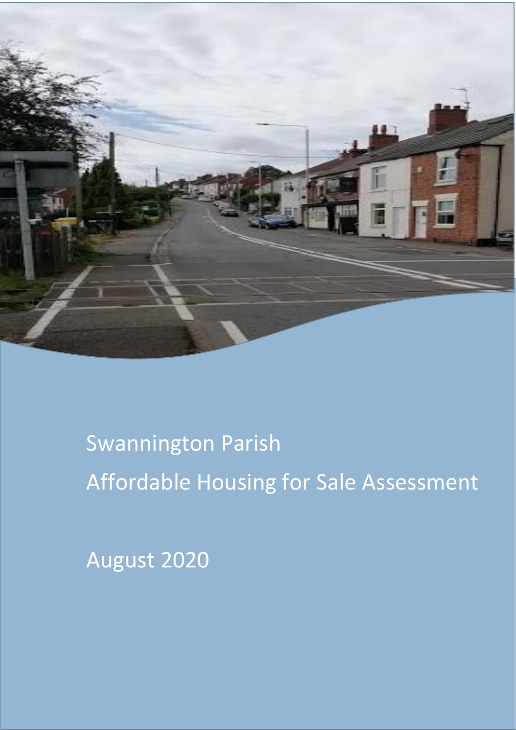# Swannington Parish

# Affordable Housing for Sale Assessment

August 2020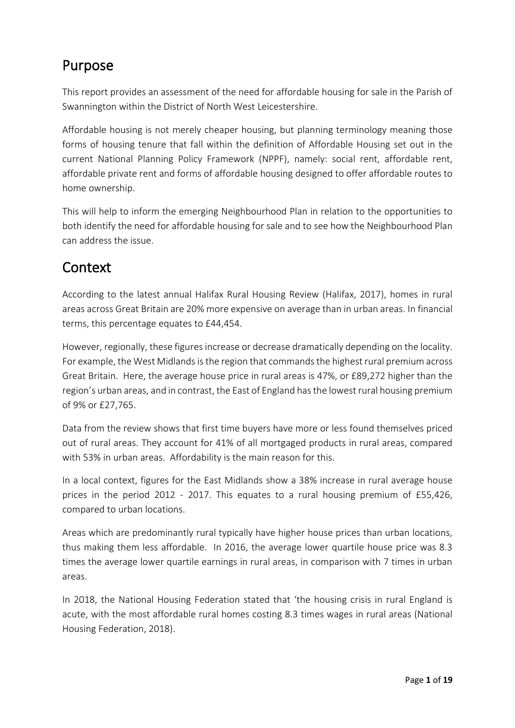## Purpose

This report provides an assessment of the need for affordable housing for sale in the Parish of Swannington within the District of North West Leicestershire.

Affordable housing is not merely cheaper housing, but planning terminology meaning those forms of housing tenure that fall within the definition of Affordable Housing set out in the current National Planning Policy Framework (NPPF), namely: social rent, affordable rent, affordable private rent and forms of affordable housing designed to offer affordable routes to home ownership.

This will help to inform the emerging Neighbourhood Plan in relation to the opportunities to both identify the need for affordable housing for sale and to see how the Neighbourhood Plan can address the issue.

## Context

According to the latest annual Halifax Rural Housing Review (Halifax, 2017), homes in rural areas across Great Britain are 20% more expensive on average than in urban areas. In financial terms, this percentage equates to £44,454.

However, regionally, these figures increase or decrease dramatically depending on the locality. For example, the West Midlands is the region that commands the highest rural premium across Great Britain. Here, the average house price in rural areas is 47%, or £89,272 higher than the region's urban areas, and in contrast, the East of England has the lowest rural housing premium of 9% or £27,765.

Data from the review shows that first time buyers have more or less found themselves priced out of rural areas. They account for 41% of all mortgaged products in rural areas, compared with 53% in urban areas. Affordability is the main reason for this.

In a local context, figures for the East Midlands show a 38% increase in rural average house prices in the period 2012 - 2017. This equates to a rural housing premium of £55,426, compared to urban locations.

Areas which are predominantly rural typically have higher house prices than urban locations, thus making them less affordable. In 2016, the average lower quartile house price was 8.3 times the average lower quartile earnings in rural areas, in comparison with 7 times in urban areas.

In 2018, the National Housing Federation stated that 'the housing crisis in rural England is acute, with the most affordable rural homes costing 8.3 times wages in rural areas (National Housing Federation, 2018).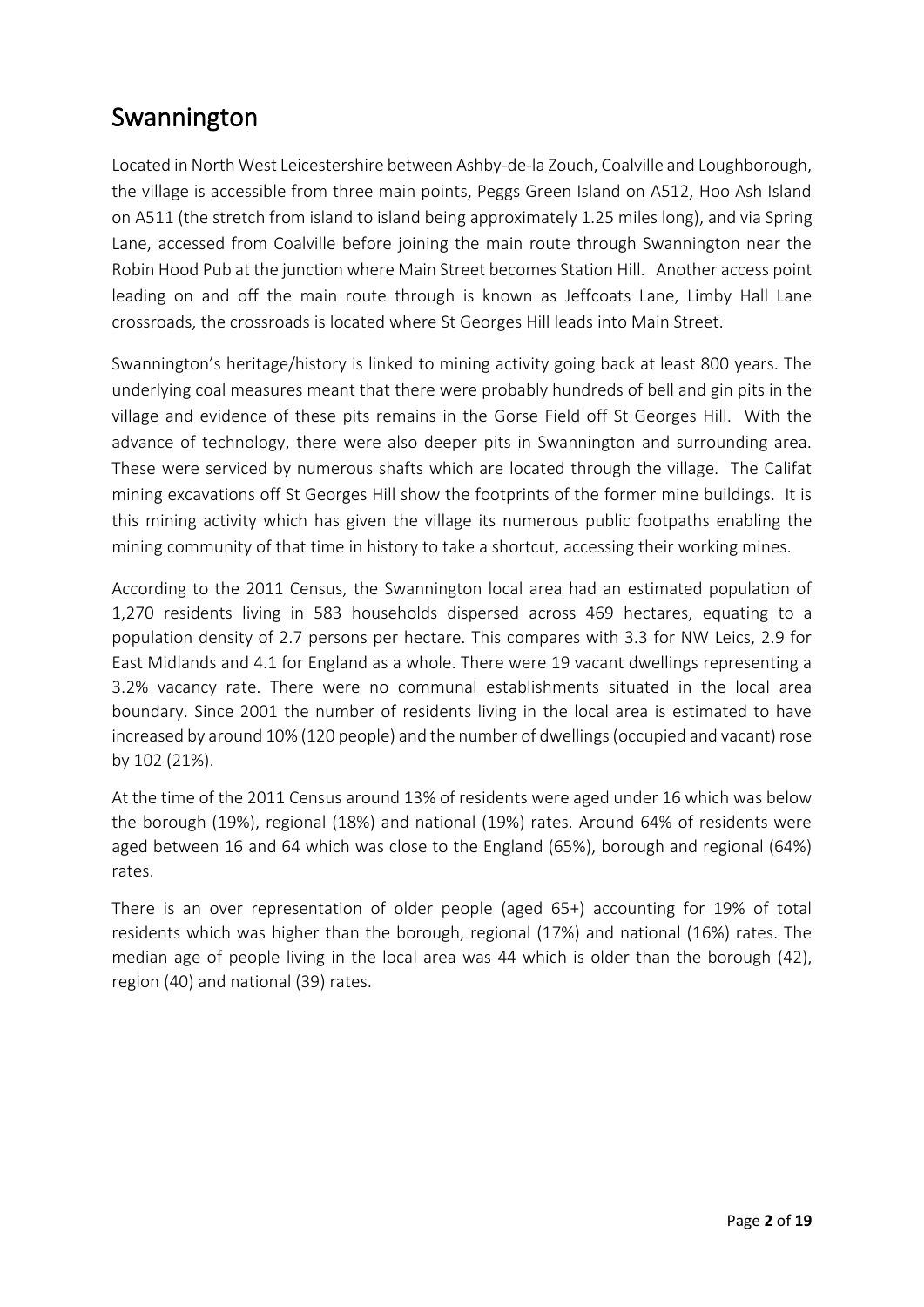# Swannington

Located in North West Leicestershire between Ashby-de-la Zouch, Coalville and Loughborough, the village is accessible from three main points, Peggs Green Island on A512, Hoo Ash Island on A511 (the stretch from island to island being approximately 1.25 miles long), and via Spring Lane, accessed from Coalville before joining the main route through Swannington near the Robin Hood Pub at the junction where Main Street becomes Station Hill. Another access point leading on and off the main route through is known as Jeffcoats Lane, Limby Hall Lane crossroads, the crossroads is located where St Georges Hill leads into Main Street.

Swannington's heritage/history is linked to mining activity going back at least 800 years. The underlying coal measures meant that there were probably hundreds of bell and gin pits in the village and evidence of these pits remains in the Gorse Field off St Georges Hill. With the advance of technology, there were also deeper pits in Swannington and surrounding area. These were serviced by numerous shafts which are located through the village. The Califat mining excavations off St Georges Hill show the footprints of the former mine buildings. It is this mining activity which has given the village its numerous public footpaths enabling the mining community of that time in history to take a shortcut, accessing their working mines.

According to the 2011 Census, the Swannington local area had an estimated population of 1,270 residents living in 583 households dispersed across 469 hectares, equating to a population density of 2.7 persons per hectare. This compares with 3.3 for NW Leics, 2.9 for East Midlands and 4.1 for England as a whole. There were 19 vacant dwellings representing a 3.2% vacancy rate. There were no communal establishments situated in the local area boundary. Since 2001 the number of residents living in the local area is estimated to have increased by around 10% (120 people) and the number of dwellings (occupied and vacant) rose by 102 (21%).

At the time of the 2011 Census around 13% of residents were aged under 16 which was below the borough (19%), regional (18%) and national (19%) rates. Around 64% of residents were aged between 16 and 64 which was close to the England (65%), borough and regional (64%) rates.

There is an over representation of older people (aged 65+) accounting for 19% of total residents which was higher than the borough, regional (17%) and national (16%) rates. The median age of people living in the local area was 44 which is older than the borough (42), region (40) and national (39) rates.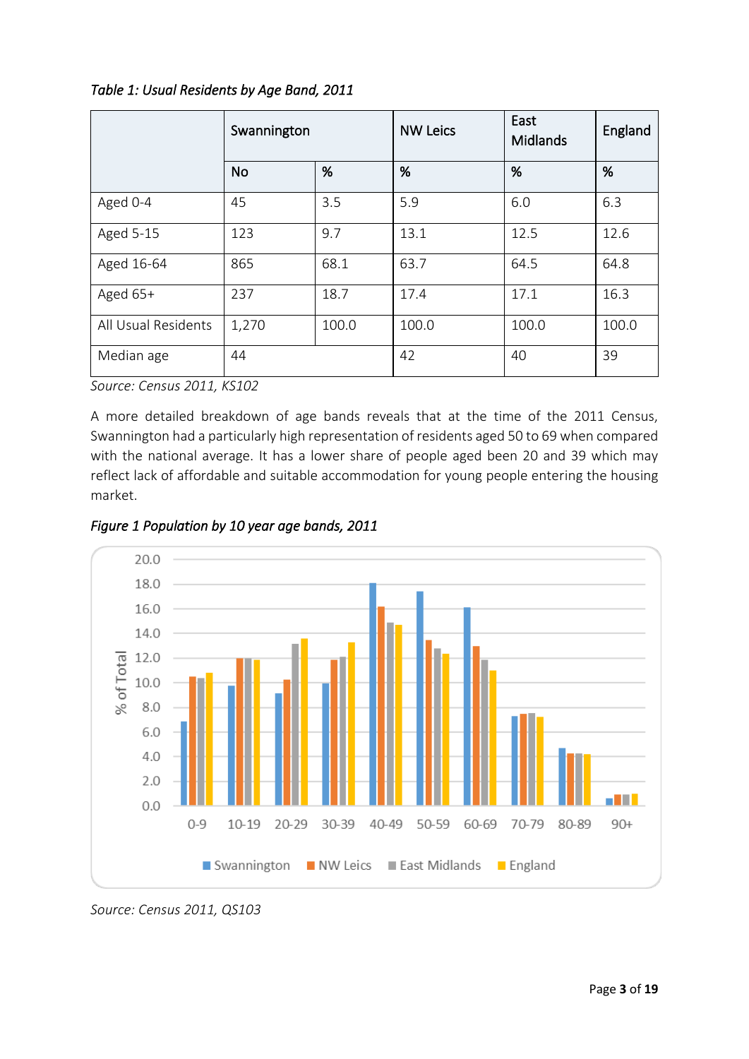*Table 1: Usual Residents by Age Band, 2011*

| | Swannington | | NW Leics | East Midlands | England |
|---|---|---|---|---|---|
| | No | % | % | % | % |
| Aged 0-4 | 45 | 3.5 | 5.9 | 6.0 | 6.3 |
| Aged 5-15 | 123 | 9.7 | 13.1 | 12.5 | 12.6 |
| Aged 16-64 | 865 | 68.1 | 63.7 | 64.5 | 64.8 |
| Aged 65+ | 237 | 18.7 | 17.4 | 17.1 | 16.3 |
| All Usual Residents | 1,270 | 100.0 | 100.0 | 100.0 | 100.0 |
| Median age | 44 | | 42 | 40 | 39 |

*Source: Census 2011, KS102*

A more detailed breakdown of age bands reveals that at the time of the 2011 Census, Swannington had a particularly high representation of residents aged 50 to 69 when compared with the national average. It has a lower share of people aged been 20 and 39 which may reflect lack of affordable and suitable accommodation for young people entering the housing market.

*Figure 1 Population by 10 year age bands, 2011*

*Source: Census 2011, QS103*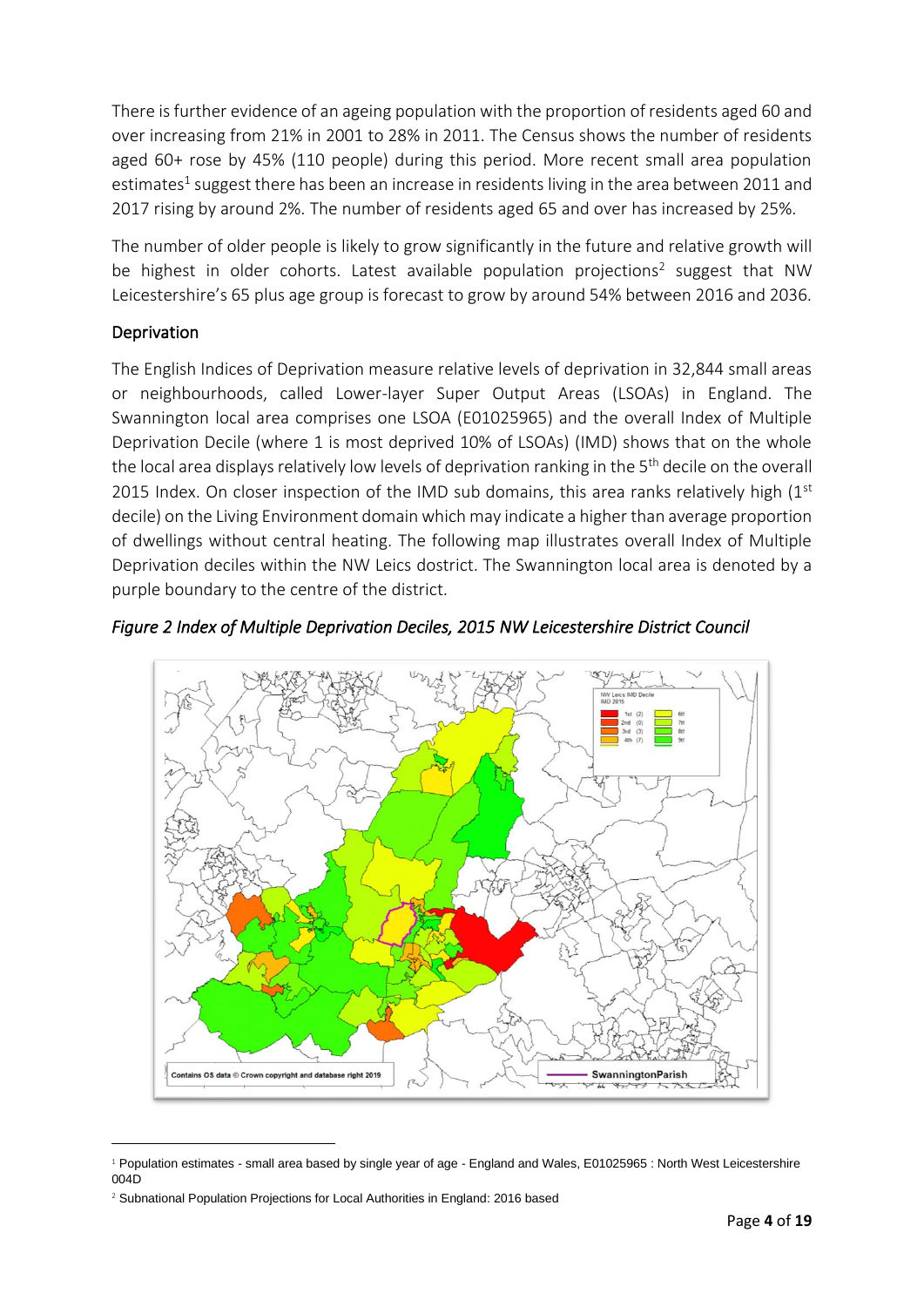There is further evidence of an ageing population with the proportion of residents aged 60 and over increasing from 21% in 2001 to 28% in 2011. The Census shows the number of residents aged 60+ rose by 45% (110 people) during this period. More recent small area population estimates[1] suggest there has been an increase in residents living in the area between 2011 and 2017 rising by around 2%. The number of residents aged 65 and over has increased by 25%.

The number of older people is likely to grow significantly in the future and relative growth will be highest in older cohorts. Latest available population projections[2] suggest that NW Leicestershire's 65 plus age group is forecast to grow by around 54% between 2016 and 2036.

## Deprivation

The English Indices of Deprivation measure relative levels of deprivation in 32,844 small areas or neighbourhoods, called Lower-layer Super Output Areas (LSOAs) in England. The Swannington local area comprises one LSOA (E01025965) and the overall Index of Multiple Deprivation Decile (where 1 is most deprived 10% of LSOAs) (IMD) shows that on the whole the local area displays relatively low levels of deprivation ranking in the 5th decile on the overall 2015 Index. On closer inspection of the IMD sub domains, this area ranks relatively high (1st decile) on the Living Environment domain which may indicate a higher than average proportion of dwellings without central heating. The following map illustrates overall Index of Multiple Deprivation deciles within the NW Leics dostrict. The Swannington local area is denoted by a purple boundary to the centre of the district.

*Figure 2 Index of Multiple Deprivation Deciles, 2015 NW Leicestershire District Council*

[1] Population estimates - small area based by single year of age - England and Wales, E01025965 : North West Leicestershire 004D

[2] Subnational Population Projections for Local Authorities in England: 2016 based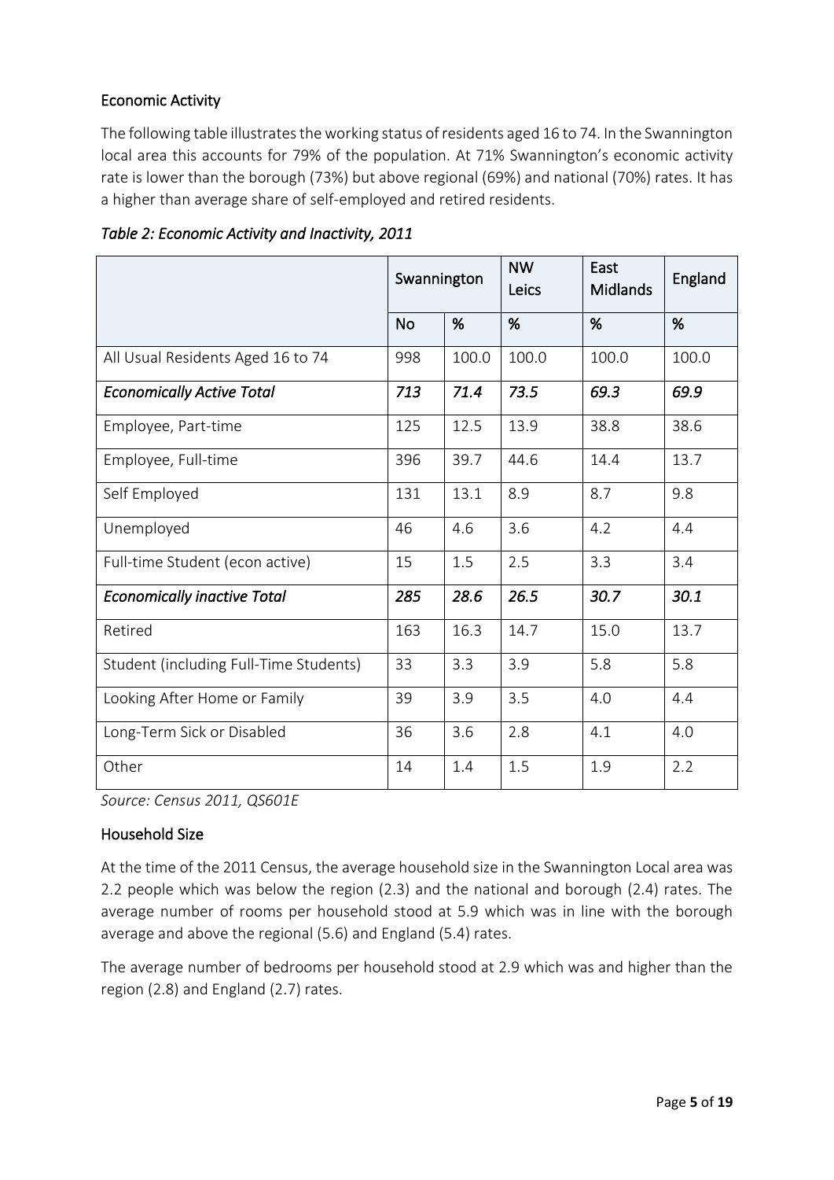## Economic Activity

The following table illustrates the working status of residents aged 16 to 74. In the Swannington local area this accounts for 79% of the population. At 71% Swannington's economic activity rate is lower than the borough (73%) but above regional (69%) and national (70%) rates. It has a higher than average share of self-employed and retired residents.

*Table 2: Economic Activity and Inactivity, 2011*

| | Swannington | | NW Leics | East Midlands | England |
|---|---|---|---|---|---|
| | No | % | % | % | % |
| All Usual Residents Aged 16 to 74 | 998 | 100.0 | 100.0 | 100.0 | 100.0 |
| *Economically Active Total* | *713* | *71.4* | *73.5* | *69.3* | *69.9* |
| Employee, Part-time | 125 | 12.5 | 13.9 | 38.8 | 38.6 |
| Employee, Full-time | 396 | 39.7 | 44.6 | 14.4 | 13.7 |
| Self Employed | 131 | 13.1 | 8.9 | 8.7 | 9.8 |
| Unemployed | 46 | 4.6 | 3.6 | 4.2 | 4.4 |
| Full-time Student (econ active) | 15 | 1.5 | 2.5 | 3.3 | 3.4 |
| *Economically inactive Total* | *285* | *28.6* | *26.5* | *30.7* | *30.1* |
| Retired | 163 | 16.3 | 14.7 | 15.0 | 13.7 |
| Student (including Full-Time Students) | 33 | 3.3 | 3.9 | 5.8 | 5.8 |
| Looking After Home or Family | 39 | 3.9 | 3.5 | 4.0 | 4.4 |
| Long-Term Sick or Disabled | 36 | 3.6 | 2.8 | 4.1 | 4.0 |
| Other | 14 | 1.4 | 1.5 | 1.9 | 2.2 |

*Source: Census 2011, QS601E*

## Household Size

At the time of the 2011 Census, the average household size in the Swannington Local area was 2.2 people which was below the region (2.3) and the national and borough (2.4) rates. The average number of rooms per household stood at 5.9 which was in line with the borough average and above the regional (5.6) and England (5.4) rates.

The average number of bedrooms per household stood at 2.9 which was and higher than the region (2.8) and England (2.7) rates.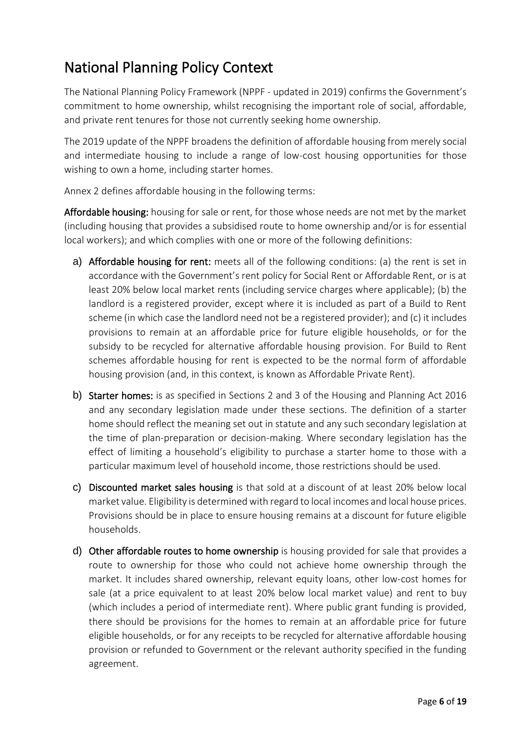## National Planning Policy Context

The National Planning Policy Framework (NPPF - updated in 2019) confirms the Government's commitment to home ownership, whilst recognising the important role of social, affordable, and private rent tenures for those not currently seeking home ownership.

The 2019 update of the NPPF broadens the definition of affordable housing from merely social and intermediate housing to include a range of low-cost housing opportunities for those wishing to own a home, including starter homes.

Annex 2 defines affordable housing in the following terms:

**Affordable housing:** housing for sale or rent, for those whose needs are not met by the market (including housing that provides a subsidised route to home ownership and/or is for essential local workers); and which complies with one or more of the following definitions:

a) **Affordable housing for rent:** meets all of the following conditions: (a) the rent is set in accordance with the Government's rent policy for Social Rent or Affordable Rent, or is at least 20% below local market rents (including service charges where applicable); (b) the landlord is a registered provider, except where it is included as part of a Build to Rent scheme (in which case the landlord need not be a registered provider); and (c) it includes provisions to remain at an affordable price for future eligible households, or for the subsidy to be recycled for alternative affordable housing provision. For Build to Rent schemes affordable housing for rent is expected to be the normal form of affordable housing provision (and, in this context, is known as Affordable Private Rent).

b) **Starter homes:** is as specified in Sections 2 and 3 of the Housing and Planning Act 2016 and any secondary legislation made under these sections. The definition of a starter home should reflect the meaning set out in statute and any such secondary legislation at the time of plan-preparation or decision-making. Where secondary legislation has the effect of limiting a household's eligibility to purchase a starter home to those with a particular maximum level of household income, those restrictions should be used.

c) **Discounted market sales housing** is that sold at a discount of at least 20% below local market value. Eligibility is determined with regard to local incomes and local house prices. Provisions should be in place to ensure housing remains at a discount for future eligible households.

d) **Other affordable routes to home ownership** is housing provided for sale that provides a route to ownership for those who could not achieve home ownership through the market. It includes shared ownership, relevant equity loans, other low-cost homes for sale (at a price equivalent to at least 20% below local market value) and rent to buy (which includes a period of intermediate rent). Where public grant funding is provided, there should be provisions for the homes to remain at an affordable price for future eligible households, or for any receipts to be recycled for alternative affordable housing provision or refunded to Government or the relevant authority specified in the funding agreement.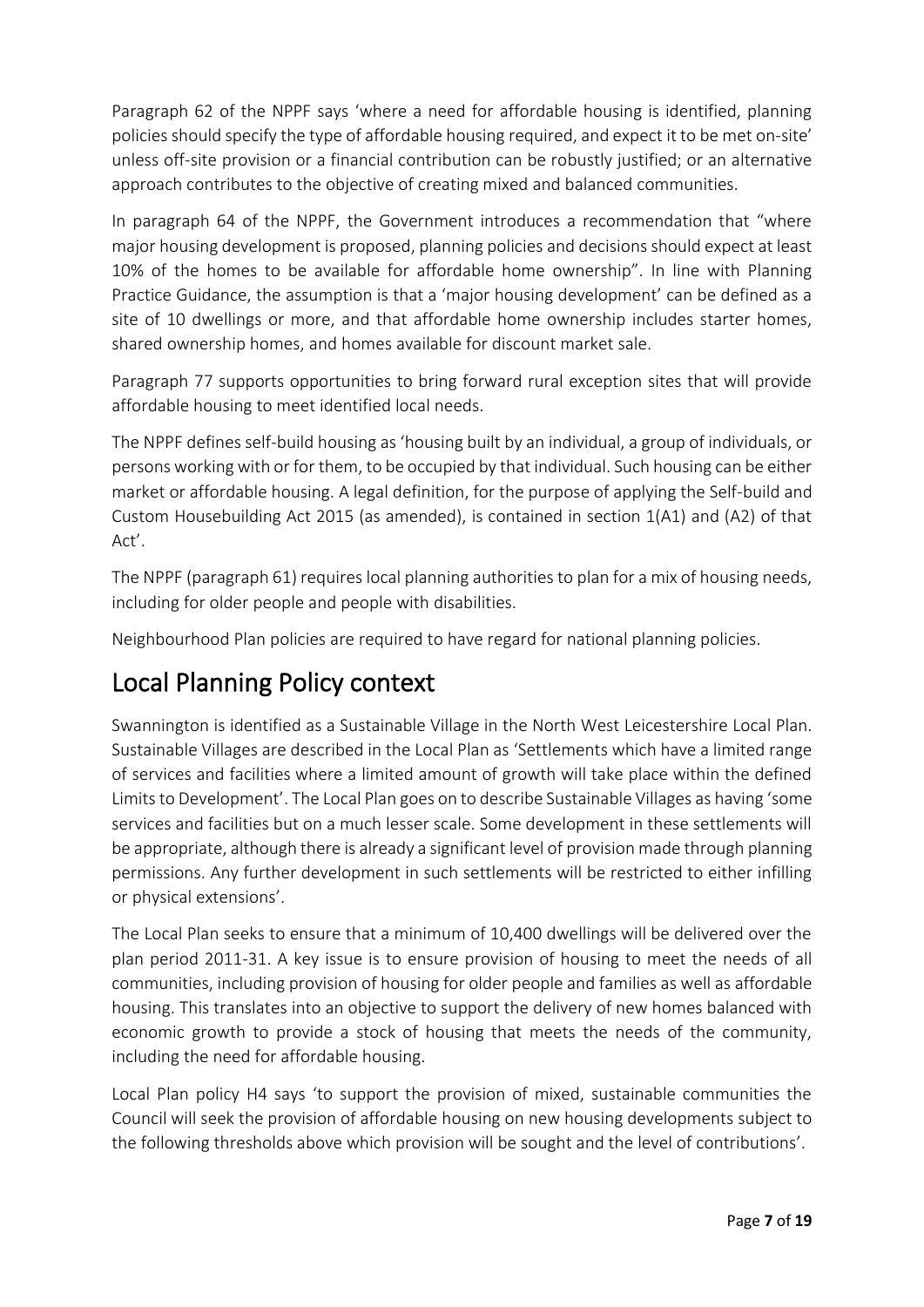Paragraph 62 of the NPPF says 'where a need for affordable housing is identified, planning policies should specify the type of affordable housing required, and expect it to be met on-site' unless off-site provision or a financial contribution can be robustly justified; or an alternative approach contributes to the objective of creating mixed and balanced communities.

In paragraph 64 of the NPPF, the Government introduces a recommendation that "where major housing development is proposed, planning policies and decisions should expect at least 10% of the homes to be available for affordable home ownership". In line with Planning Practice Guidance, the assumption is that a 'major housing development' can be defined as a site of 10 dwellings or more, and that affordable home ownership includes starter homes, shared ownership homes, and homes available for discount market sale.

Paragraph 77 supports opportunities to bring forward rural exception sites that will provide affordable housing to meet identified local needs.

The NPPF defines self-build housing as 'housing built by an individual, a group of individuals, or persons working with or for them, to be occupied by that individual. Such housing can be either market or affordable housing. A legal definition, for the purpose of applying the Self-build and Custom Housebuilding Act 2015 (as amended), is contained in section 1(A1) and (A2) of that Act'.

The NPPF (paragraph 61) requires local planning authorities to plan for a mix of housing needs, including for older people and people with disabilities.

Neighbourhood Plan policies are required to have regard for national planning policies.

## Local Planning Policy context

Swannington is identified as a Sustainable Village in the North West Leicestershire Local Plan. Sustainable Villages are described in the Local Plan as 'Settlements which have a limited range of services and facilities where a limited amount of growth will take place within the defined Limits to Development'. The Local Plan goes on to describe Sustainable Villages as having 'some services and facilities but on a much lesser scale. Some development in these settlements will be appropriate, although there is already a significant level of provision made through planning permissions. Any further development in such settlements will be restricted to either infilling or physical extensions'.

The Local Plan seeks to ensure that a minimum of 10,400 dwellings will be delivered over the plan period 2011-31. A key issue is to ensure provision of housing to meet the needs of all communities, including provision of housing for older people and families as well as affordable housing. This translates into an objective to support the delivery of new homes balanced with economic growth to provide a stock of housing that meets the needs of the community, including the need for affordable housing.

Local Plan policy H4 says 'to support the provision of mixed, sustainable communities the Council will seek the provision of affordable housing on new housing developments subject to the following thresholds above which provision will be sought and the level of contributions'.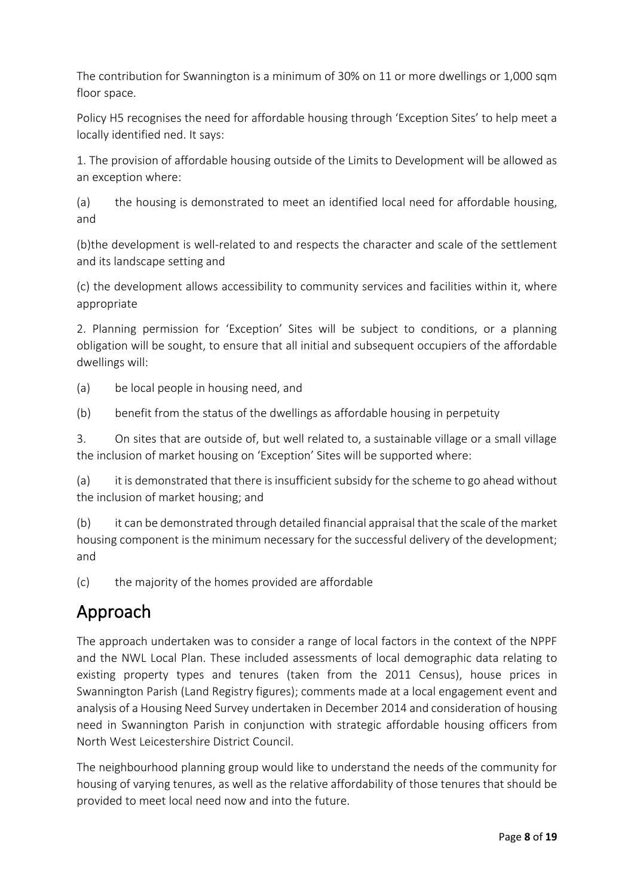The contribution for Swannington is a minimum of 30% on 11 or more dwellings or 1,000 sqm floor space.

Policy H5 recognises the need for affordable housing through 'Exception Sites' to help meet a locally identified ned. It says:

1. The provision of affordable housing outside of the Limits to Development will be allowed as an exception where:

(a) the housing is demonstrated to meet an identified local need for affordable housing, and

(b)the development is well-related to and respects the character and scale of the settlement and its landscape setting and

(c) the development allows accessibility to community services and facilities within it, where appropriate

2. Planning permission for 'Exception' Sites will be subject to conditions, or a planning obligation will be sought, to ensure that all initial and subsequent occupiers of the affordable dwellings will:

(a) be local people in housing need, and

(b) benefit from the status of the dwellings as affordable housing in perpetuity

3. On sites that are outside of, but well related to, a sustainable village or a small village the inclusion of market housing on 'Exception' Sites will be supported where:

(a) it is demonstrated that there is insufficient subsidy for the scheme to go ahead without the inclusion of market housing; and

(b) it can be demonstrated through detailed financial appraisal that the scale of the market housing component is the minimum necessary for the successful delivery of the development; and

(c) the majority of the homes provided are affordable

## Approach

The approach undertaken was to consider a range of local factors in the context of the NPPF and the NWL Local Plan. These included assessments of local demographic data relating to existing property types and tenures (taken from the 2011 Census), house prices in Swannington Parish (Land Registry figures); comments made at a local engagement event and analysis of a Housing Need Survey undertaken in December 2014 and consideration of housing need in Swannington Parish in conjunction with strategic affordable housing officers from North West Leicestershire District Council.

The neighbourhood planning group would like to understand the needs of the community for housing of varying tenures, as well as the relative affordability of those tenures that should be provided to meet local need now and into the future.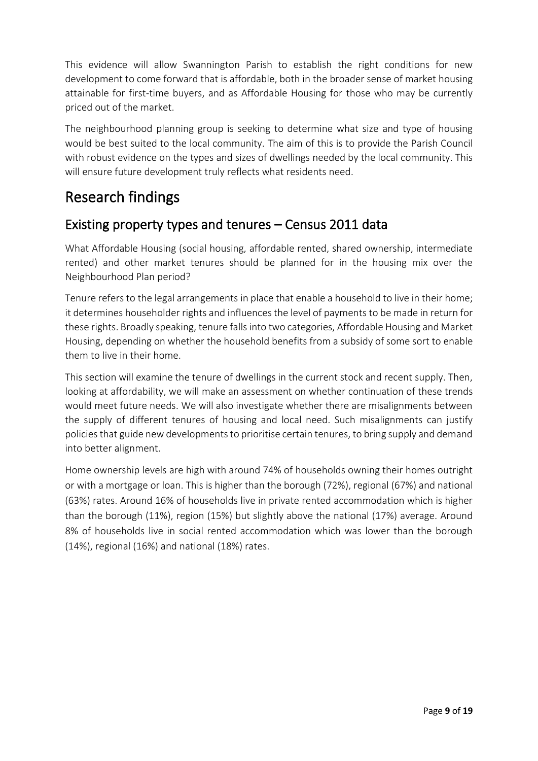This evidence will allow Swannington Parish to establish the right conditions for new development to come forward that is affordable, both in the broader sense of market housing attainable for first-time buyers, and as Affordable Housing for those who may be currently priced out of the market.

The neighbourhood planning group is seeking to determine what size and type of housing would be best suited to the local community. The aim of this is to provide the Parish Council with robust evidence on the types and sizes of dwellings needed by the local community. This will ensure future development truly reflects what residents need.

# Research findings

## Existing property types and tenures – Census 2011 data

What Affordable Housing (social housing, affordable rented, shared ownership, intermediate rented) and other market tenures should be planned for in the housing mix over the Neighbourhood Plan period?

Tenure refers to the legal arrangements in place that enable a household to live in their home; it determines householder rights and influences the level of payments to be made in return for these rights. Broadly speaking, tenure falls into two categories, Affordable Housing and Market Housing, depending on whether the household benefits from a subsidy of some sort to enable them to live in their home.

This section will examine the tenure of dwellings in the current stock and recent supply. Then, looking at affordability, we will make an assessment on whether continuation of these trends would meet future needs. We will also investigate whether there are misalignments between the supply of different tenures of housing and local need. Such misalignments can justify policies that guide new developments to prioritise certain tenures, to bring supply and demand into better alignment.

Home ownership levels are high with around 74% of households owning their homes outright or with a mortgage or loan. This is higher than the borough (72%), regional (67%) and national (63%) rates. Around 16% of households live in private rented accommodation which is higher than the borough (11%), region (15%) but slightly above the national (17%) average. Around 8% of households live in social rented accommodation which was lower than the borough (14%), regional (16%) and national (18%) rates.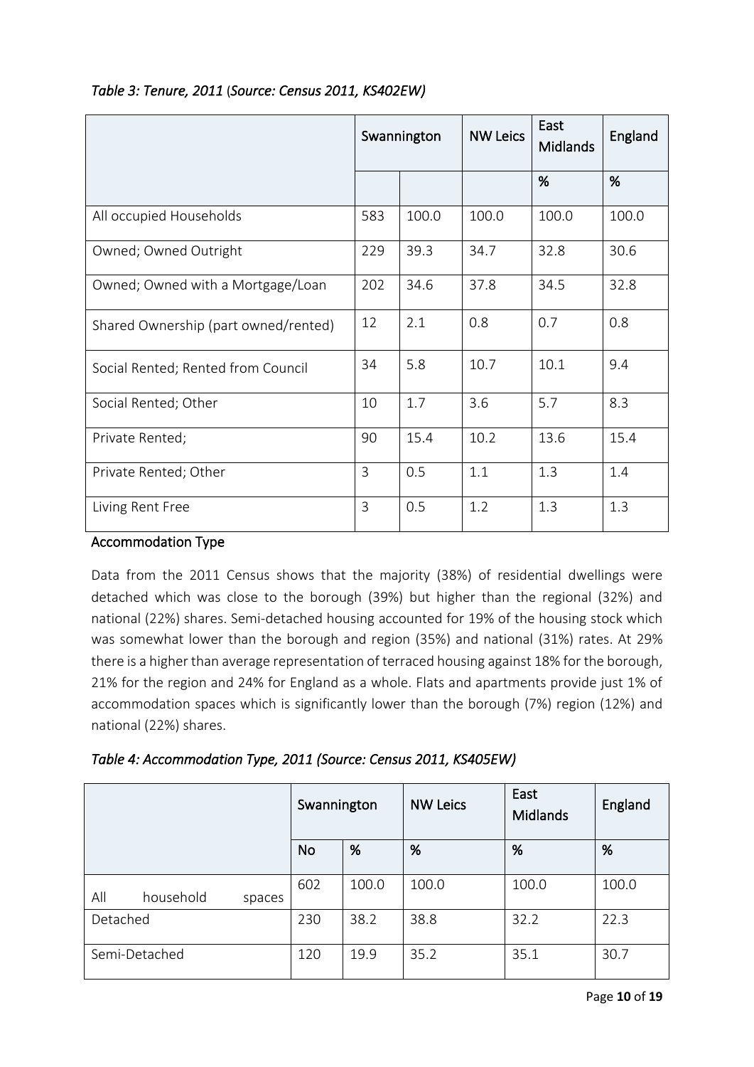*Table 3: Tenure, 2011 (Source: Census 2011, KS402EW)*

| | Swannington | | NW Leics | East Midlands | England |
|---|---|---|---|---|---|
| | | | | % | % |
| All occupied Households | 583 | 100.0 | 100.0 | 100.0 | 100.0 |
| Owned; Owned Outright | 229 | 39.3 | 34.7 | 32.8 | 30.6 |
| Owned; Owned with a Mortgage/Loan | 202 | 34.6 | 37.8 | 34.5 | 32.8 |
| Shared Ownership (part owned/rented) | 12 | 2.1 | 0.8 | 0.7 | 0.8 |
| Social Rented; Rented from Council | 34 | 5.8 | 10.7 | 10.1 | 9.4 |
| Social Rented; Other | 10 | 1.7 | 3.6 | 5.7 | 8.3 |
| Private Rented; | 90 | 15.4 | 10.2 | 13.6 | 15.4 |
| Private Rented; Other | 3 | 0.5 | 1.1 | 1.3 | 1.4 |
| Living Rent Free | 3 | 0.5 | 1.2 | 1.3 | 1.3 |

## Accommodation Type

Data from the 2011 Census shows that the majority (38%) of residential dwellings were detached which was close to the borough (39%) but higher than the regional (32%) and national (22%) shares. Semi-detached housing accounted for 19% of the housing stock which was somewhat lower than the borough and region (35%) and national (31%) rates. At 29% there is a higher than average representation of terraced housing against 18% for the borough, 21% for the region and 24% for England as a whole. Flats and apartments provide just 1% of accommodation spaces which is significantly lower than the borough (7%) region (12%) and national (22%) shares.

*Table 4: Accommodation Type, 2011 (Source: Census 2011, KS405EW)*

| | Swannington | | NW Leics | East Midlands | England |
|---|---|---|---|---|---|
| | No | % | % | % | % |
| All household spaces | 602 | 100.0 | 100.0 | 100.0 | 100.0 |
| Detached | 230 | 38.2 | 38.8 | 32.2 | 22.3 |
| Semi-Detached | 120 | 19.9 | 35.2 | 35.1 | 30.7 |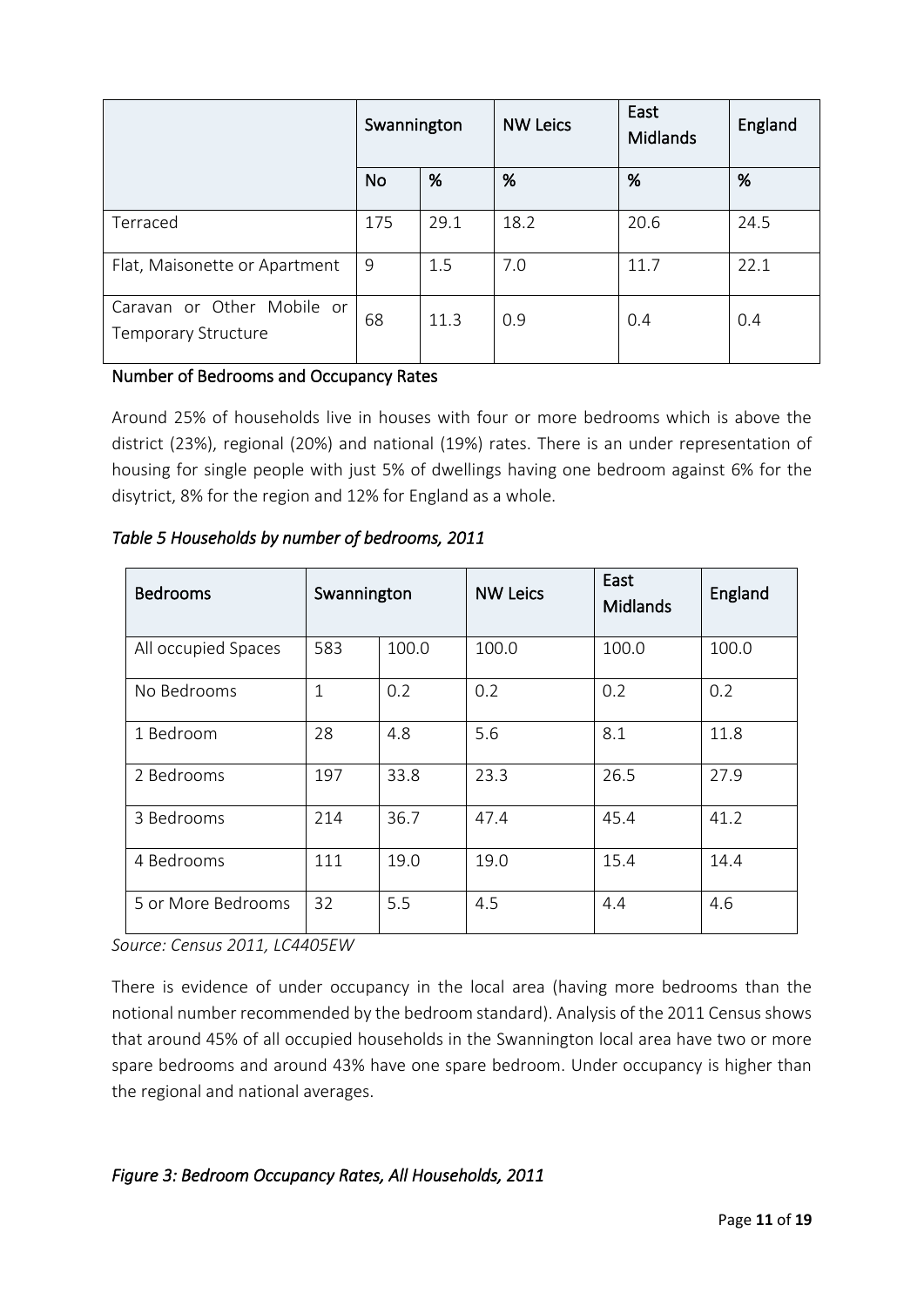| | Swannington | | NW Leics | East Midlands | England |
|---|---|---|---|---|---|
| | No | % | % | % | % |
| Terraced | 175 | 29.1 | 18.2 | 20.6 | 24.5 |
| Flat, Maisonette or Apartment | 9 | 1.5 | 7.0 | 11.7 | 22.1 |
| Caravan or Other Mobile or Temporary Structure | 68 | 11.3 | 0.9 | 0.4 | 0.4 |

### Number of Bedrooms and Occupancy Rates

Around 25% of households live in houses with four or more bedrooms which is above the district (23%), regional (20%) and national (19%) rates. There is an under representation of housing for single people with just 5% of dwellings having one bedroom against 6% for the disytrict, 8% for the region and 12% for England as a whole.

*Table 5 Households by number of bedrooms, 2011*

| Bedrooms | Swannington | | NW Leics | East Midlands | England |
|---|---|---|---|---|---|
| All occupied Spaces | 583 | 100.0 | 100.0 | 100.0 | 100.0 |
| No Bedrooms | 1 | 0.2 | 0.2 | 0.2 | 0.2 |
| 1 Bedroom | 28 | 4.8 | 5.6 | 8.1 | 11.8 |
| 2 Bedrooms | 197 | 33.8 | 23.3 | 26.5 | 27.9 |
| 3 Bedrooms | 214 | 36.7 | 47.4 | 45.4 | 41.2 |
| 4 Bedrooms | 111 | 19.0 | 19.0 | 15.4 | 14.4 |
| 5 or More Bedrooms | 32 | 5.5 | 4.5 | 4.4 | 4.6 |

*Source: Census 2011, LC4405EW*

There is evidence of under occupancy in the local area (having more bedrooms than the notional number recommended by the bedroom standard). Analysis of the 2011 Census shows that around 45% of all occupied households in the Swannington local area have two or more spare bedrooms and around 43% have one spare bedroom. Under occupancy is higher than the regional and national averages.

*Figure 3: Bedroom Occupancy Rates, All Households, 2011*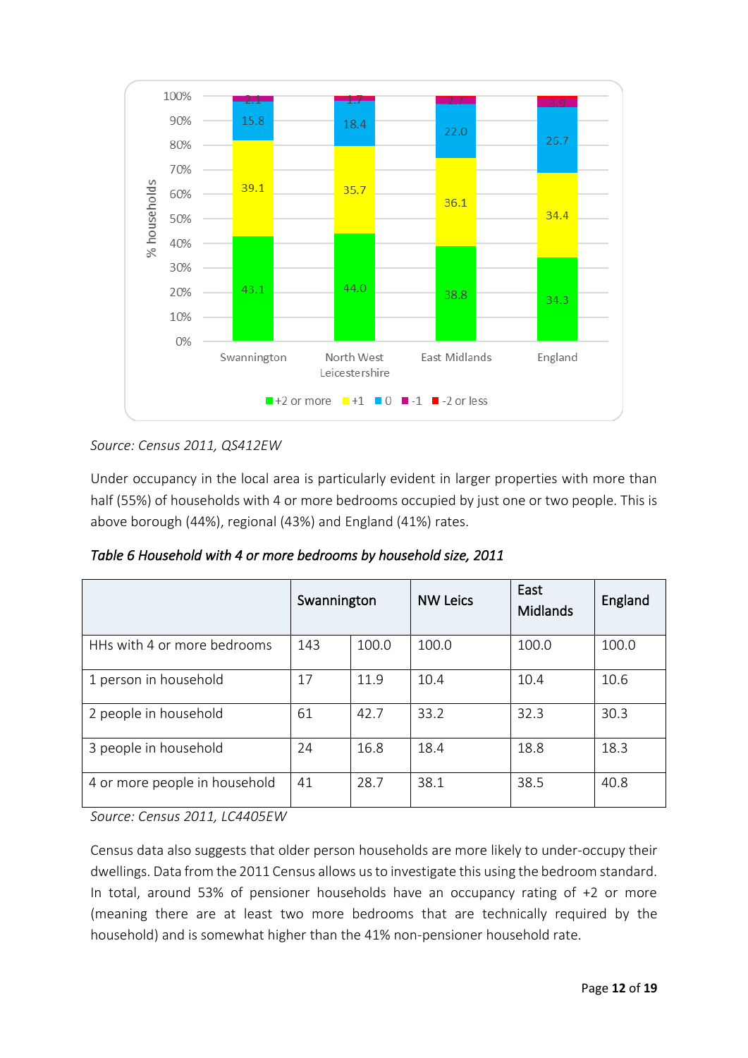| % households | +2 or more | +1 | 0 | -1 | -2 or less |
|---|---|---|---|---|---|
| Swannington | 43.1 | 39.1 | 15.8 | 2.1 | |
| North West Leicestershire | 44.0 | 35.7 | 18.4 | 1.7 | |
| East Midlands | 38.8 | 36.1 | 22.0 | 2.7 | |
| England | 34.3 | 34.4 | 26.7 | 3.9 | |

*Source: Census 2011, QS412EW*

Under occupancy in the local area is particularly evident in larger properties with more than half (55%) of households with 4 or more bedrooms occupied by just one or two people. This is above borough (44%), regional (43%) and England (41%) rates.

*Table 6 Household with 4 or more bedrooms by household size, 2011*

| | Swannington | | NW Leics | East Midlands | England |
|---|---|---|---|---|---|
| HHs with 4 or more bedrooms | 143 | 100.0 | 100.0 | 100.0 | 100.0 |
| 1 person in household | 17 | 11.9 | 10.4 | 10.4 | 10.6 |
| 2 people in household | 61 | 42.7 | 33.2 | 32.3 | 30.3 |
| 3 people in household | 24 | 16.8 | 18.4 | 18.8 | 18.3 |
| 4 or more people in household | 41 | 28.7 | 38.1 | 38.5 | 40.8 |

*Source: Census 2011, LC4405EW*

Census data also suggests that older person households are more likely to under-occupy their dwellings. Data from the 2011 Census allows us to investigate this using the bedroom standard. In total, around 53% of pensioner households have an occupancy rating of +2 or more (meaning there are at least two more bedrooms that are technically required by the household) and is somewhat higher than the 41% non-pensioner household rate.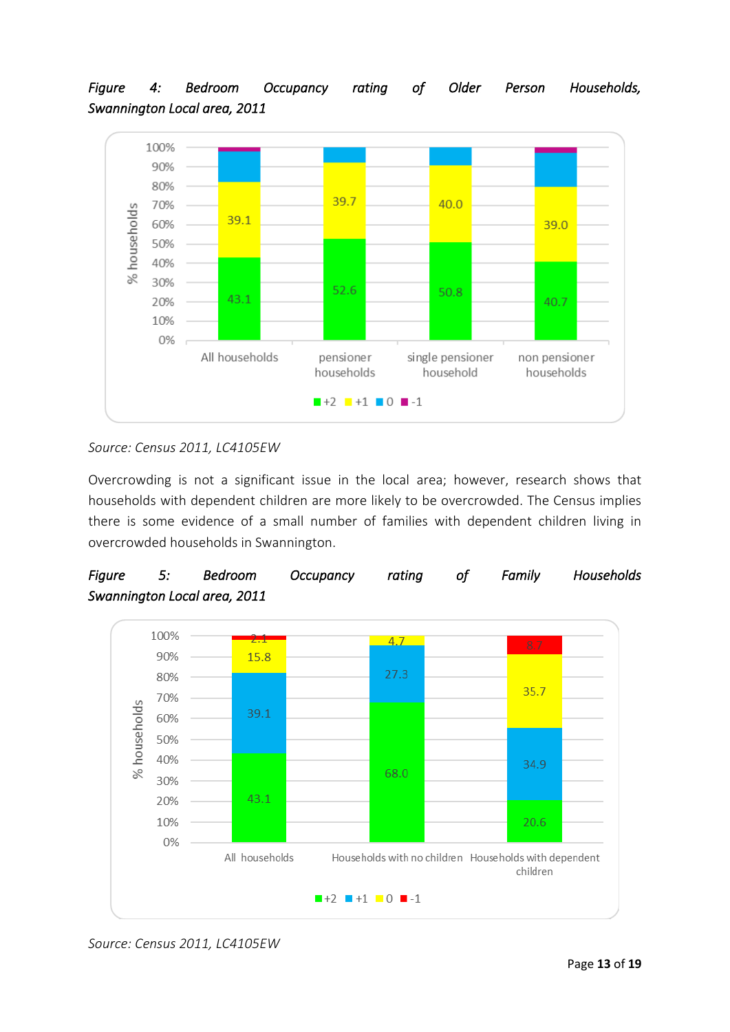*Figure 4: Bedroom Occupancy rating of Older Person Households, Swannington Local area, 2011*

| | +2 | +1 | 0 | -1 |
|---|---|---|---|---|
| All households | 43.1 | 39.1 | | |
| pensioner households | 52.6 | 39.7 | | |
| single pensioner household | 50.8 | 40.0 | | |
| non pensioner households | 40.7 | 39.0 | | |

*Source: Census 2011, LC4105EW*

Overcrowding is not a significant issue in the local area; however, research shows that households with dependent children are more likely to be overcrowded. The Census implies there is some evidence of a small number of families with dependent children living in overcrowded households in Swannington.

*Figure 5: Bedroom Occupancy rating of Family Households Swannington Local area, 2011*

| | +2 | +1 | 0 | -1 |
|---|---|---|---|---|
| All households | 43.1 | 39.1 | 15.8 | 2.1 |
| Households with no children | 68.0 | 27.3 | 4.7 | |
| Households with dependent children | 20.6 | 34.9 | 35.7 | 8.7 |

*Source: Census 2011, LC4105EW*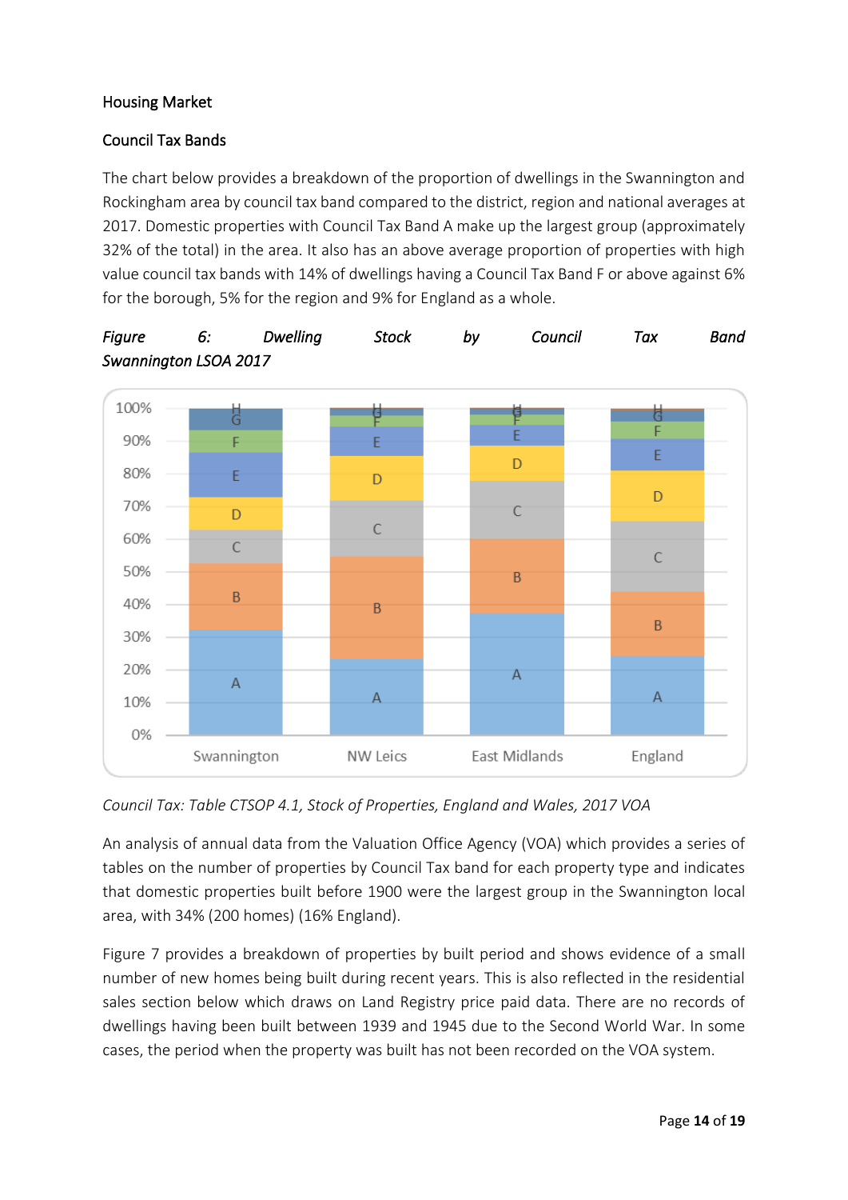Housing Market

Council Tax Bands

The chart below provides a breakdown of the proportion of dwellings in the Swannington and Rockingham area by council tax band compared to the district, region and national averages at 2017. Domestic properties with Council Tax Band A make up the largest group (approximately 32% of the total) in the area. It also has an above average proportion of properties with high value council tax bands with 14% of dwellings having a Council Tax Band F or above against 6% for the borough, 5% for the region and 9% for England as a whole.

*Figure 6: Dwelling Stock by Council Tax Band Swannington LSOA 2017*

*Council Tax: Table CTSOP 4.1, Stock of Properties, England and Wales, 2017 VOA*

An analysis of annual data from the Valuation Office Agency (VOA) which provides a series of tables on the number of properties by Council Tax band for each property type and indicates that domestic properties built before 1900 were the largest group in the Swannington local area, with 34% (200 homes) (16% England).

Figure 7 provides a breakdown of properties by built period and shows evidence of a small number of new homes being built during recent years. This is also reflected in the residential sales section below which draws on Land Registry price paid data. There are no records of dwellings having been built between 1939 and 1945 due to the Second World War. In some cases, the period when the property was built has not been recorded on the VOA system.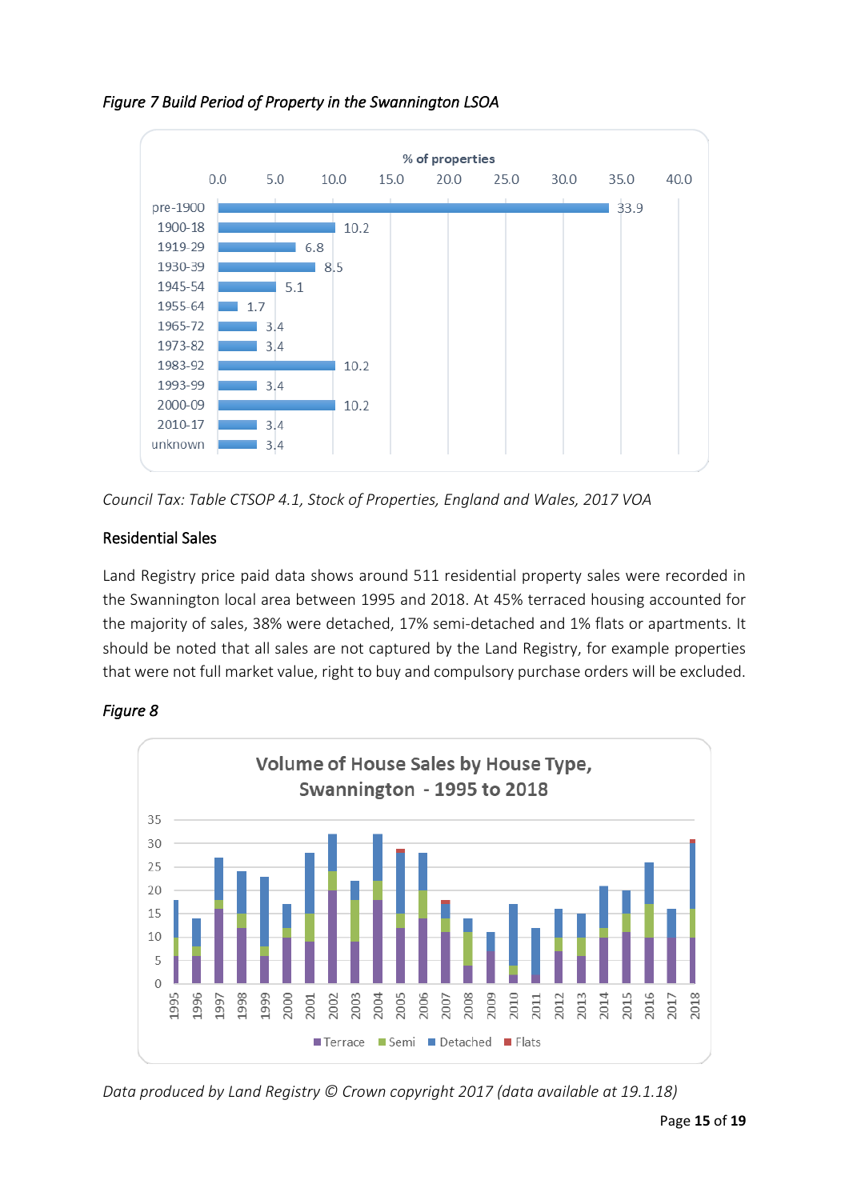*Figure 7 Build Period of Property in the Swannington LSOA*

| Build period | % of properties |
|---|---|
| pre-1900 | 33.9 |
| 1900-18 | 10.2 |
| 1919-29 | 6.8 |
| 1930-39 | 8.5 |
| 1945-54 | 5.1 |
| 1955-64 | 1.7 |
| 1965-72 | 3.4 |
| 1973-82 | 3.4 |
| 1983-92 | 10.2 |
| 1993-99 | 3.4 |
| 2000-09 | 10.2 |
| 2010-17 | 3.4 |
| unknown | 3.4 |

*Council Tax: Table CTSOP 4.1, Stock of Properties, England and Wales, 2017 VOA*

## Residential Sales

Land Registry price paid data shows around 511 residential property sales were recorded in the Swannington local area between 1995 and 2018. At 45% terraced housing accounted for the majority of sales, 38% were detached, 17% semi-detached and 1% flats or apartments. It should be noted that all sales are not captured by the Land Registry, for example properties that were not full market value, right to buy and compulsory purchase orders will be excluded.

*Figure 8*

Volume of House Sales by House Type, Swannington - 1995 to 2018

*Data produced by Land Registry © Crown copyright 2017 (data available at 19.1.18)*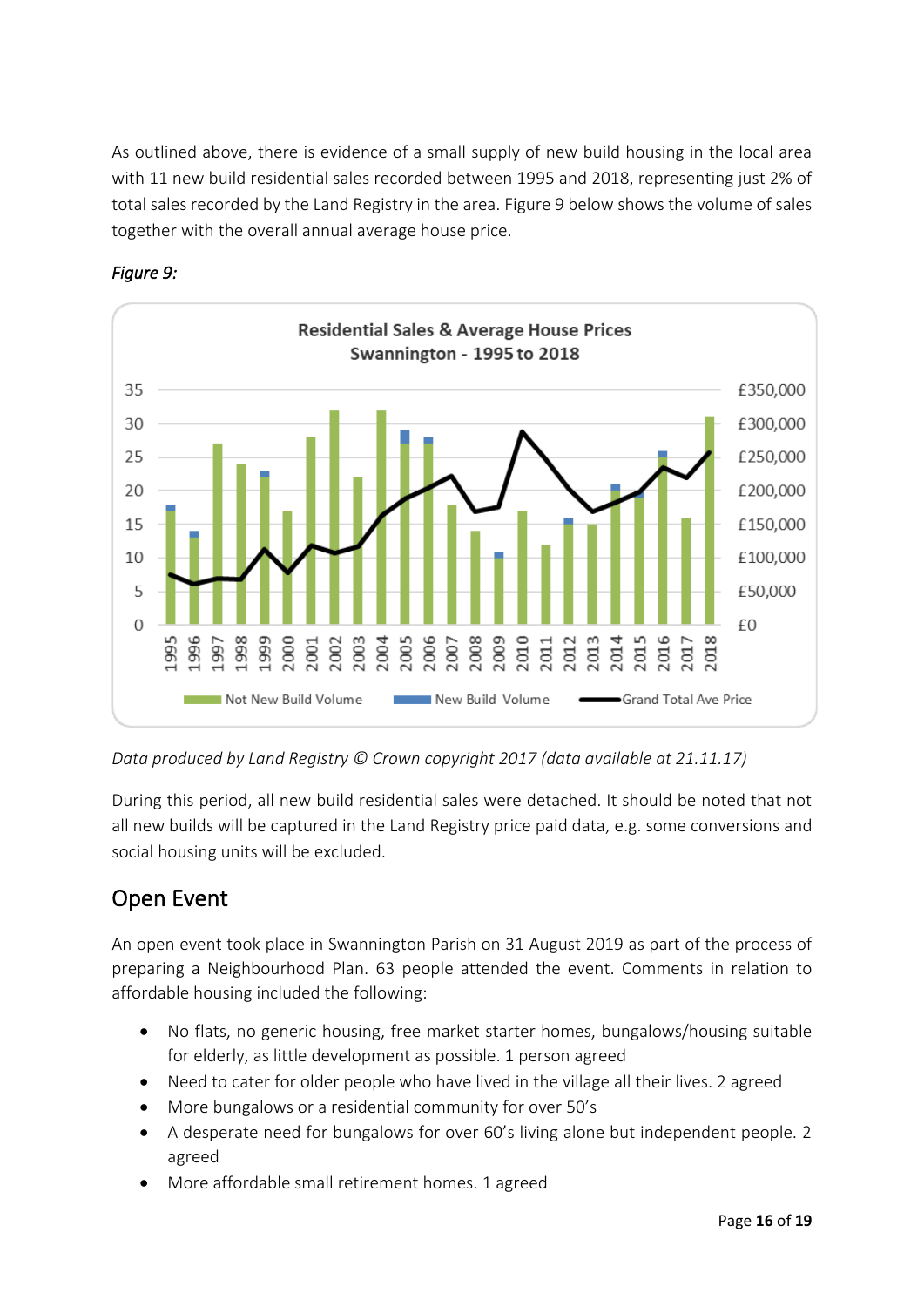As outlined above, there is evidence of a small supply of new build housing in the local area with 11 new build residential sales recorded between 1995 and 2018, representing just 2% of total sales recorded by the Land Registry in the area. Figure 9 below shows the volume of sales together with the overall annual average house price.

*Figure 9:*

*Data produced by Land Registry © Crown copyright 2017 (data available at 21.11.17)*

During this period, all new build residential sales were detached. It should be noted that not all new builds will be captured in the Land Registry price paid data, e.g. some conversions and social housing units will be excluded.

## Open Event

An open event took place in Swannington Parish on 31 August 2019 as part of the process of preparing a Neighbourhood Plan. 63 people attended the event. Comments in relation to affordable housing included the following:

- No flats, no generic housing, free market starter homes, bungalows/housing suitable for elderly, as little development as possible. 1 person agreed
- Need to cater for older people who have lived in the village all their lives. 2 agreed
- More bungalows or a residential community for over 50's
- A desperate need for bungalows for over 60's living alone but independent people. 2 agreed
- More affordable small retirement homes. 1 agreed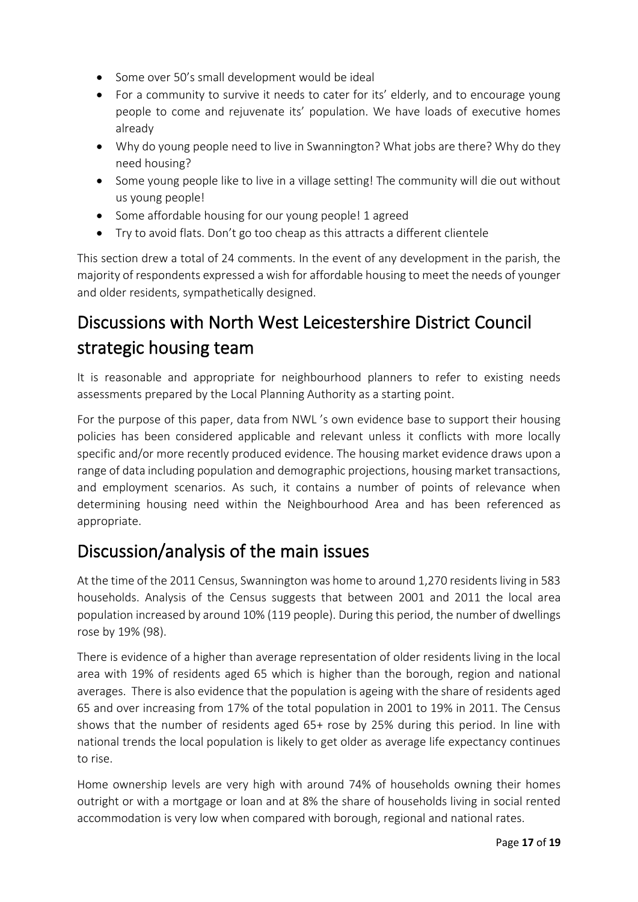- Some over 50's small development would be ideal
- For a community to survive it needs to cater for its' elderly, and to encourage young people to come and rejuvenate its' population. We have loads of executive homes already
- Why do young people need to live in Swannington? What jobs are there? Why do they need housing?
- Some young people like to live in a village setting! The community will die out without us young people!
- Some affordable housing for our young people! 1 agreed
- Try to avoid flats. Don't go too cheap as this attracts a different clientele

This section drew a total of 24 comments. In the event of any development in the parish, the majority of respondents expressed a wish for affordable housing to meet the needs of younger and older residents, sympathetically designed.

## Discussions with North West Leicestershire District Council strategic housing team

It is reasonable and appropriate for neighbourhood planners to refer to existing needs assessments prepared by the Local Planning Authority as a starting point.

For the purpose of this paper, data from NWL 's own evidence base to support their housing policies has been considered applicable and relevant unless it conflicts with more locally specific and/or more recently produced evidence. The housing market evidence draws upon a range of data including population and demographic projections, housing market transactions, and employment scenarios. As such, it contains a number of points of relevance when determining housing need within the Neighbourhood Area and has been referenced as appropriate.

## Discussion/analysis of the main issues

At the time of the 2011 Census, Swannington was home to around 1,270 residents living in 583 households. Analysis of the Census suggests that between 2001 and 2011 the local area population increased by around 10% (119 people). During this period, the number of dwellings rose by 19% (98).

There is evidence of a higher than average representation of older residents living in the local area with 19% of residents aged 65 which is higher than the borough, region and national averages. There is also evidence that the population is ageing with the share of residents aged 65 and over increasing from 17% of the total population in 2001 to 19% in 2011. The Census shows that the number of residents aged 65+ rose by 25% during this period. In line with national trends the local population is likely to get older as average life expectancy continues to rise.

Home ownership levels are very high with around 74% of households owning their homes outright or with a mortgage or loan and at 8% the share of households living in social rented accommodation is very low when compared with borough, regional and national rates.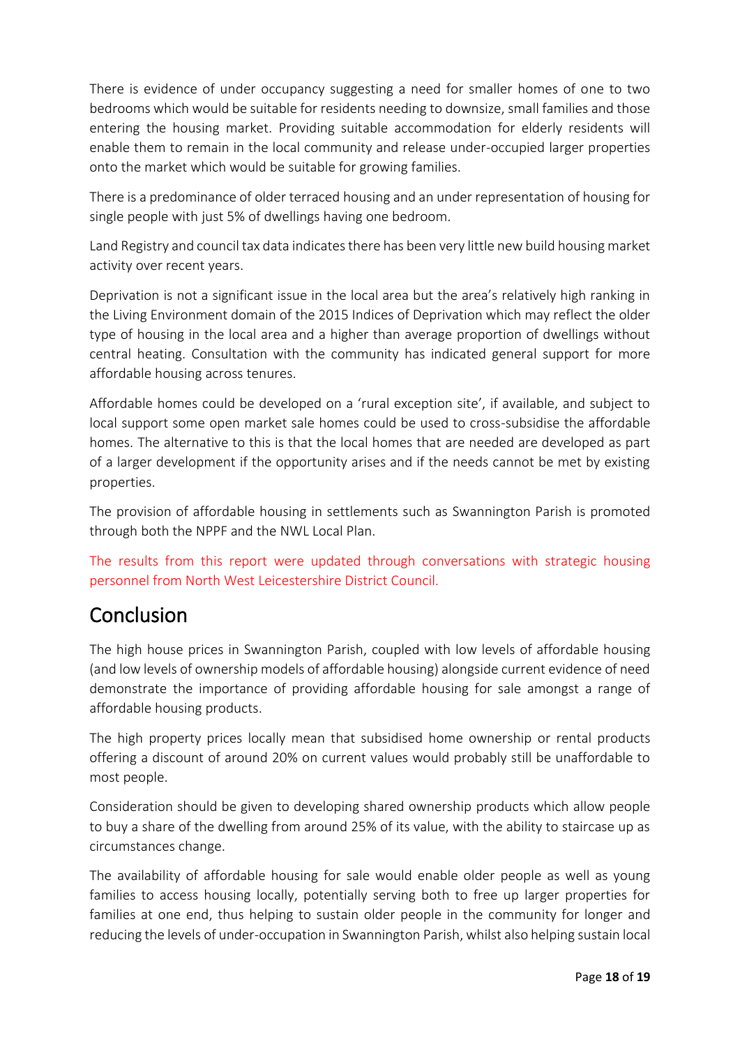There is evidence of under occupancy suggesting a need for smaller homes of one to two bedrooms which would be suitable for residents needing to downsize, small families and those entering the housing market. Providing suitable accommodation for elderly residents will enable them to remain in the local community and release under-occupied larger properties onto the market which would be suitable for growing families.

There is a predominance of older terraced housing and an under representation of housing for single people with just 5% of dwellings having one bedroom.

Land Registry and council tax data indicates there has been very little new build housing market activity over recent years.

Deprivation is not a significant issue in the local area but the area's relatively high ranking in the Living Environment domain of the 2015 Indices of Deprivation which may reflect the older type of housing in the local area and a higher than average proportion of dwellings without central heating. Consultation with the community has indicated general support for more affordable housing across tenures.

Affordable homes could be developed on a 'rural exception site', if available, and subject to local support some open market sale homes could be used to cross-subsidise the affordable homes. The alternative to this is that the local homes that are needed are developed as part of a larger development if the opportunity arises and if the needs cannot be met by existing properties.

The provision of affordable housing in settlements such as Swannington Parish is promoted through both the NPPF and the NWL Local Plan.

The results from this report were updated through conversations with strategic housing personnel from North West Leicestershire District Council.

## Conclusion

The high house prices in Swannington Parish, coupled with low levels of affordable housing (and low levels of ownership models of affordable housing) alongside current evidence of need demonstrate the importance of providing affordable housing for sale amongst a range of affordable housing products.

The high property prices locally mean that subsidised home ownership or rental products offering a discount of around 20% on current values would probably still be unaffordable to most people.

Consideration should be given to developing shared ownership products which allow people to buy a share of the dwelling from around 25% of its value, with the ability to staircase up as circumstances change.

The availability of affordable housing for sale would enable older people as well as young families to access housing locally, potentially serving both to free up larger properties for families at one end, thus helping to sustain older people in the community for longer and reducing the levels of under-occupation in Swannington Parish, whilst also helping sustain local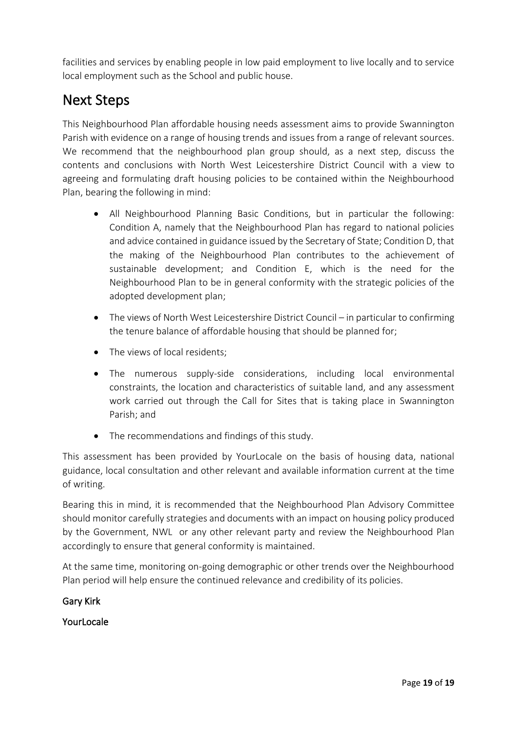facilities and services by enabling people in low paid employment to live locally and to service local employment such as the School and public house.

## Next Steps

This Neighbourhood Plan affordable housing needs assessment aims to provide Swannington Parish with evidence on a range of housing trends and issues from a range of relevant sources. We recommend that the neighbourhood plan group should, as a next step, discuss the contents and conclusions with North West Leicestershire District Council with a view to agreeing and formulating draft housing policies to be contained within the Neighbourhood Plan, bearing the following in mind:

- All Neighbourhood Planning Basic Conditions, but in particular the following: Condition A, namely that the Neighbourhood Plan has regard to national policies and advice contained in guidance issued by the Secretary of State; Condition D, that the making of the Neighbourhood Plan contributes to the achievement of sustainable development; and Condition E, which is the need for the Neighbourhood Plan to be in general conformity with the strategic policies of the adopted development plan;
- The views of North West Leicestershire District Council – in particular to confirming the tenure balance of affordable housing that should be planned for;
- The views of local residents;
- The numerous supply-side considerations, including local environmental constraints, the location and characteristics of suitable land, and any assessment work carried out through the Call for Sites that is taking place in Swannington Parish; and
- The recommendations and findings of this study.

This assessment has been provided by YourLocale on the basis of housing data, national guidance, local consultation and other relevant and available information current at the time of writing.

Bearing this in mind, it is recommended that the Neighbourhood Plan Advisory Committee should monitor carefully strategies and documents with an impact on housing policy produced by the Government, NWL or any other relevant party and review the Neighbourhood Plan accordingly to ensure that general conformity is maintained.

At the same time, monitoring on-going demographic or other trends over the Neighbourhood Plan period will help ensure the continued relevance and credibility of its policies.

Gary Kirk

YourLocale